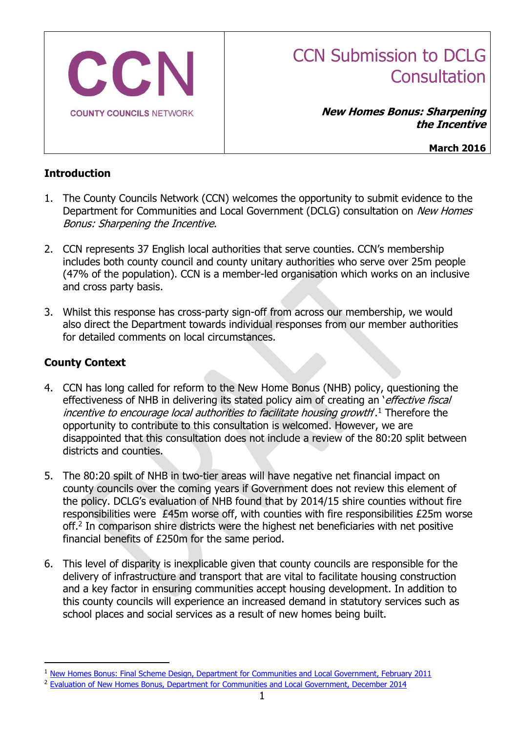CCN

COUNTY COUNCILS NETWORK

# CCN Submission to DCLG Consultation

***New Homes Bonus: Sharpening the Incentive***

**March 2016**

## Introduction

1. The County Councils Network (CCN) welcomes the opportunity to submit evidence to the Department for Communities and Local Government (DCLG) consultation on *New Homes Bonus: Sharpening the Incentive*.

2. CCN represents 37 English local authorities that serve counties. CCN's membership includes both county council and county unitary authorities who serve over 25m people (47% of the population). CCN is a member-led organisation which works on an inclusive and cross party basis.

3. Whilst this response has cross-party sign-off from across our membership, we would also direct the Department towards individual responses from our member authorities for detailed comments on local circumstances.

## County Context

4. CCN has long called for reform to the New Home Bonus (NHB) policy, questioning the effectiveness of NHB in delivering its stated policy aim of creating an '*effective fiscal incentive to encourage local authorities to facilitate housing growth*'.[1] Therefore the opportunity to contribute to this consultation is welcomed. However, we are disappointed that this consultation does not include a review of the 80:20 split between districts and counties.

5. The 80:20 spilt of NHB in two-tier areas will have negative net financial impact on county councils over the coming years if Government does not review this element of the policy. DCLG's evaluation of NHB found that by 2014/15 shire counties without fire responsibilities were £45m worse off, with counties with fire responsibilities £25m worse off.[2] In comparison shire districts were the highest net beneficiaries with net positive financial benefits of £250m for the same period.

6. This level of disparity is inexplicable given that county councils are responsible for the delivery of infrastructure and transport that are vital to facilitate housing construction and a key factor in ensuring communities accept housing development. In addition to this county councils will experience an increased demand in statutory services such as school places and social services as a result of new homes being built.

---

[1] New Homes Bonus: Final Scheme Design, Department for Communities and Local Government, February 2011

[2] Evaluation of New Homes Bonus, Department for Communities and Local Government, December 2014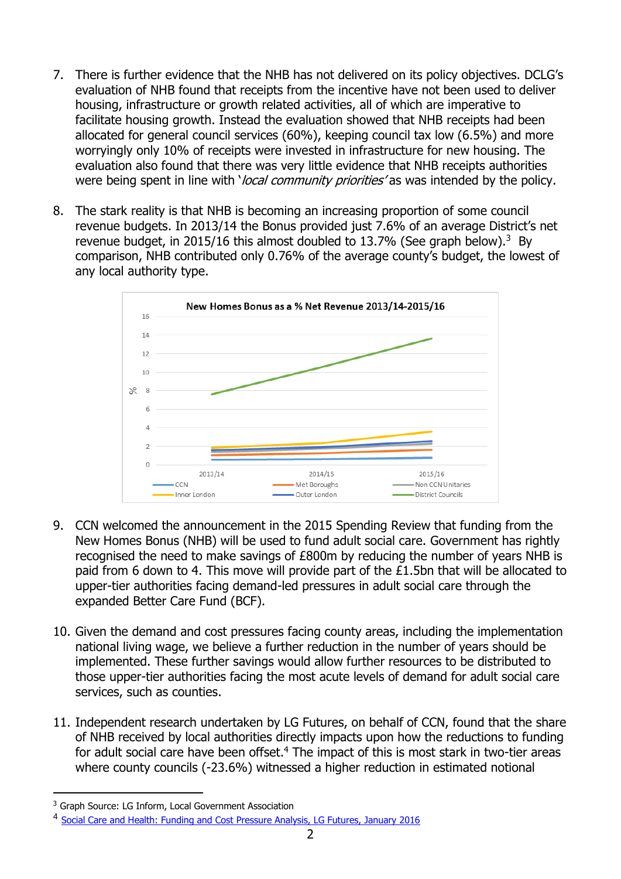7. There is further evidence that the NHB has not delivered on its policy objectives. DCLG's evaluation of NHB found that receipts from the incentive have not been used to deliver housing, infrastructure or growth related activities, all of which are imperative to facilitate housing growth. Instead the evaluation showed that NHB receipts had been allocated for general council services (60%), keeping council tax low (6.5%) and more worryingly only 10% of receipts were invested in infrastructure for new housing. The evaluation also found that there was very little evidence that NHB receipts authorities were being spent in line with '*local community priorities*' as was intended by the policy.

8. The stark reality is that NHB is becoming an increasing proportion of some council revenue budgets. In 2013/14 the Bonus provided just 7.6% of an average District's net revenue budget, in 2015/16 this almost doubled to 13.7% (See graph below).[3] By comparison, NHB contributed only 0.76% of the average county's budget, the lowest of any local authority type.

New Homes Bonus as a % Net Revenue 2013/14-2015/16

9. CCN welcomed the announcement in the 2015 Spending Review that funding from the New Homes Bonus (NHB) will be used to fund adult social care. Government has rightly recognised the need to make savings of £800m by reducing the number of years NHB is paid from 6 down to 4. This move will provide part of the £1.5bn that will be allocated to upper-tier authorities facing demand-led pressures in adult social care through the expanded Better Care Fund (BCF).

10. Given the demand and cost pressures facing county areas, including the implementation national living wage, we believe a further reduction in the number of years should be implemented. These further savings would allow further resources to be distributed to those upper-tier authorities facing the most acute levels of demand for adult social care services, such as counties.

11. Independent research undertaken by LG Futures, on behalf of CCN, found that the share of NHB received by local authorities directly impacts upon how the reductions to funding for adult social care have been offset.[4] The impact of this is most stark in two-tier areas where county councils (-23.6%) witnessed a higher reduction in estimated notional

---

[3] Graph Source: LG Inform, Local Government Association

[4] Social Care and Health: Funding and Cost Pressure Analysis, LG Futures, January 2016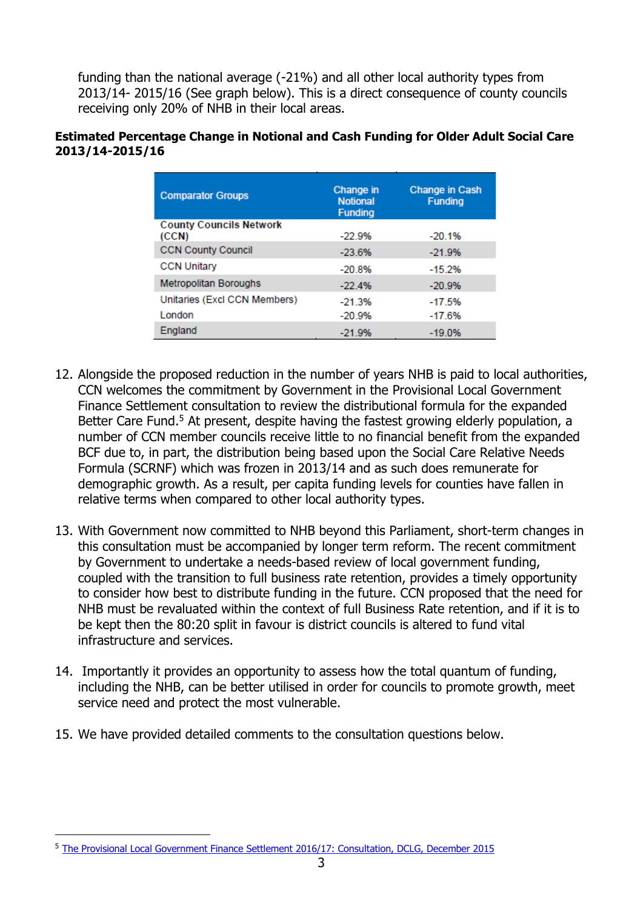funding than the national average (-21%) and all other local authority types from 2013/14- 2015/16 (See graph below). This is a direct consequence of county councils receiving only 20% of NHB in their local areas.

**Estimated Percentage Change in Notional and Cash Funding for Older Adult Social Care 2013/14-2015/16**

| Comparator Groups | Change in Notional Funding | Change in Cash Funding |
|---|---|---|
| **County Councils Network (CCN)** | -22.9% | -20.1% |
| CCN County Council | -23.6% | -21.9% |
| CCN Unitary | -20.8% | -15.2% |
| Metropolitan Boroughs | -22.4% | -20.9% |
| Unitaries (Excl CCN Members) | -21.3% | -17.5% |
| London | -20.9% | -17.6% |
| England | -21.9% | -19.0% |

12. Alongside the proposed reduction in the number of years NHB is paid to local authorities, CCN welcomes the commitment by Government in the Provisional Local Government Finance Settlement consultation to review the distributional formula for the expanded Better Care Fund.[5] At present, despite having the fastest growing elderly population, a number of CCN member councils receive little to no financial benefit from the expanded BCF due to, in part, the distribution being based upon the Social Care Relative Needs Formula (SCRNF) which was frozen in 2013/14 and as such does remunerate for demographic growth. As a result, per capita funding levels for counties have fallen in relative terms when compared to other local authority types.

13. With Government now committed to NHB beyond this Parliament, short-term changes in this consultation must be accompanied by longer term reform. The recent commitment by Government to undertake a needs-based review of local government funding, coupled with the transition to full business rate retention, provides a timely opportunity to consider how best to distribute funding in the future. CCN proposed that the need for NHB must be revaluated within the context of full Business Rate retention, and if it is to be kept then the 80:20 split in favour is district councils is altered to fund vital infrastructure and services.

14. Importantly it provides an opportunity to assess how the total quantum of funding, including the NHB, can be better utilised in order for councils to promote growth, meet service need and protect the most vulnerable.

15. We have provided detailed comments to the consultation questions below.

[5] The Provisional Local Government Finance Settlement 2016/17: Consultation, DCLG, December 2015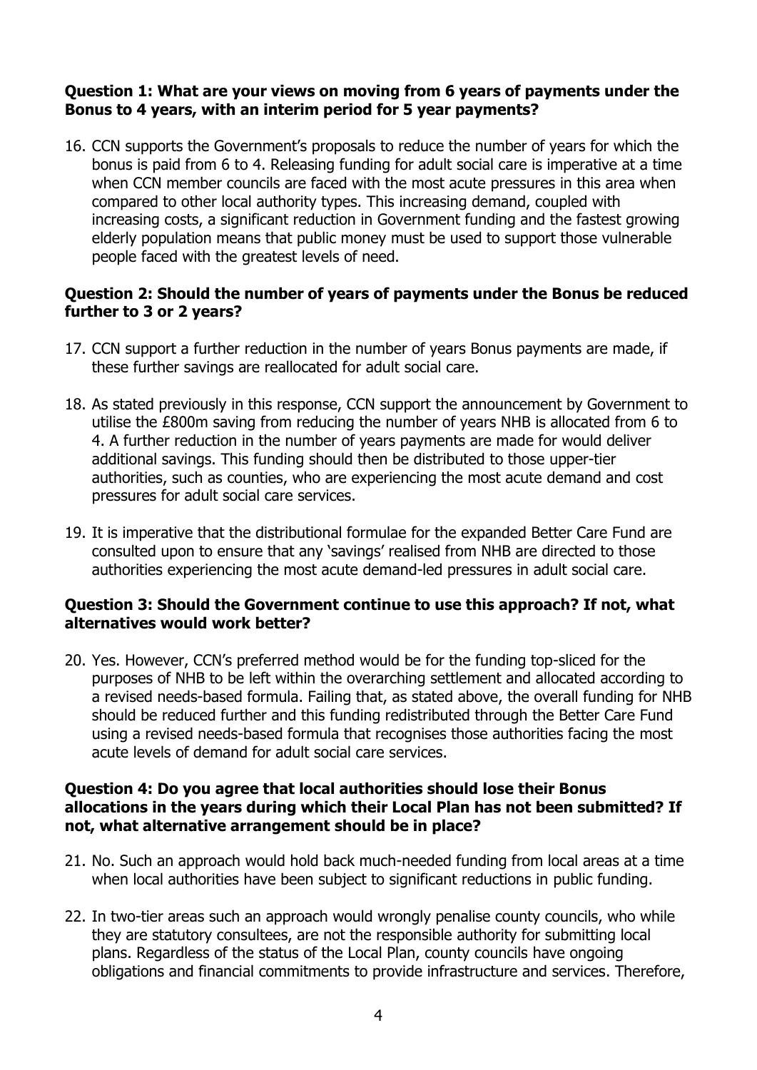**Question 1: What are your views on moving from 6 years of payments under the Bonus to 4 years, with an interim period for 5 year payments?**

16. CCN supports the Government's proposals to reduce the number of years for which the bonus is paid from 6 to 4. Releasing funding for adult social care is imperative at a time when CCN member councils are faced with the most acute pressures in this area when compared to other local authority types. This increasing demand, coupled with increasing costs, a significant reduction in Government funding and the fastest growing elderly population means that public money must be used to support those vulnerable people faced with the greatest levels of need.

**Question 2: Should the number of years of payments under the Bonus be reduced further to 3 or 2 years?**

17. CCN support a further reduction in the number of years Bonus payments are made, if these further savings are reallocated for adult social care.

18. As stated previously in this response, CCN support the announcement by Government to utilise the £800m saving from reducing the number of years NHB is allocated from 6 to 4. A further reduction in the number of years payments are made for would deliver additional savings. This funding should then be distributed to those upper-tier authorities, such as counties, who are experiencing the most acute demand and cost pressures for adult social care services.

19. It is imperative that the distributional formulae for the expanded Better Care Fund are consulted upon to ensure that any 'savings' realised from NHB are directed to those authorities experiencing the most acute demand-led pressures in adult social care.

**Question 3: Should the Government continue to use this approach? If not, what alternatives would work better?**

20. Yes. However, CCN's preferred method would be for the funding top-sliced for the purposes of NHB to be left within the overarching settlement and allocated according to a revised needs-based formula. Failing that, as stated above, the overall funding for NHB should be reduced further and this funding redistributed through the Better Care Fund using a revised needs-based formula that recognises those authorities facing the most acute levels of demand for adult social care services.

**Question 4: Do you agree that local authorities should lose their Bonus allocations in the years during which their Local Plan has not been submitted? If not, what alternative arrangement should be in place?**

21. No. Such an approach would hold back much-needed funding from local areas at a time when local authorities have been subject to significant reductions in public funding.

22. In two-tier areas such an approach would wrongly penalise county councils, who while they are statutory consultees, are not the responsible authority for submitting local plans. Regardless of the status of the Local Plan, county councils have ongoing obligations and financial commitments to provide infrastructure and services. Therefore,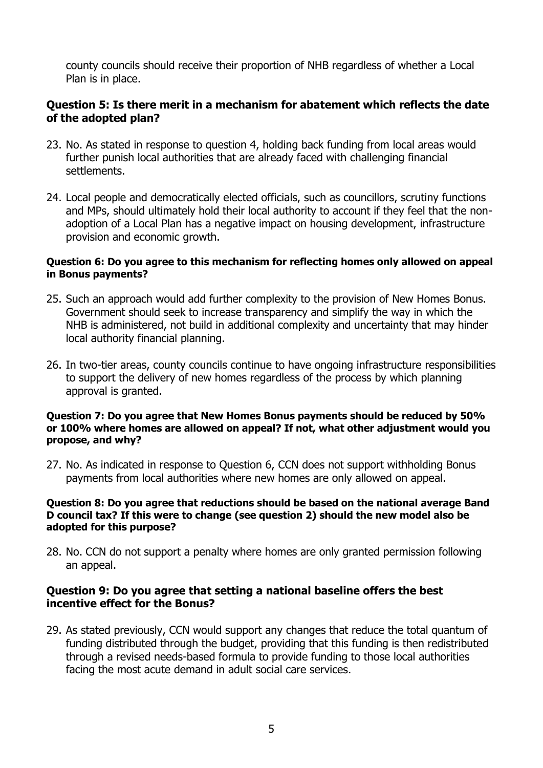county councils should receive their proportion of NHB regardless of whether a Local Plan is in place.

### Question 5: Is there merit in a mechanism for abatement which reflects the date of the adopted plan?

23. No. As stated in response to question 4, holding back funding from local areas would further punish local authorities that are already faced with challenging financial settlements.

24. Local people and democratically elected officials, such as councillors, scrutiny functions and MPs, should ultimately hold their local authority to account if they feel that the non-adoption of a Local Plan has a negative impact on housing development, infrastructure provision and economic growth.

#### Question 6: Do you agree to this mechanism for reflecting homes only allowed on appeal in Bonus payments?

25. Such an approach would add further complexity to the provision of New Homes Bonus. Government should seek to increase transparency and simplify the way in which the NHB is administered, not build in additional complexity and uncertainty that may hinder local authority financial planning.

26. In two-tier areas, county councils continue to have ongoing infrastructure responsibilities to support the delivery of new homes regardless of the process by which planning approval is granted.

#### Question 7: Do you agree that New Homes Bonus payments should be reduced by 50% or 100% where homes are allowed on appeal? If not, what other adjustment would you propose, and why?

27. No. As indicated in response to Question 6, CCN does not support withholding Bonus payments from local authorities where new homes are only allowed on appeal.

#### Question 8: Do you agree that reductions should be based on the national average Band D council tax? If this were to change (see question 2) should the new model also be adopted for this purpose?

28. No. CCN do not support a penalty where homes are only granted permission following an appeal.

### Question 9: Do you agree that setting a national baseline offers the best incentive effect for the Bonus?

29. As stated previously, CCN would support any changes that reduce the total quantum of funding distributed through the budget, providing that this funding is then redistributed through a revised needs-based formula to provide funding to those local authorities facing the most acute demand in adult social care services.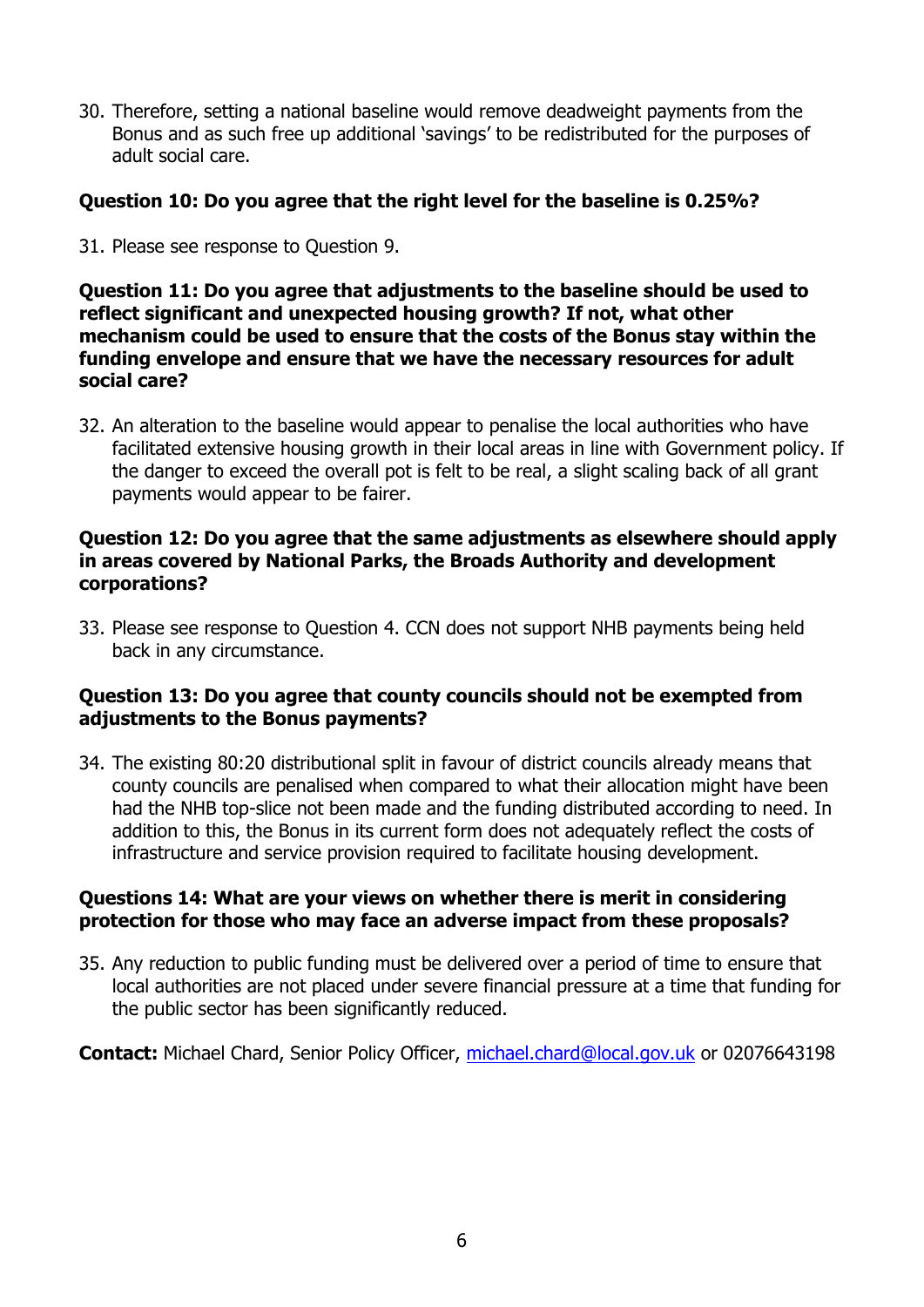30. Therefore, setting a national baseline would remove deadweight payments from the Bonus and as such free up additional 'savings' to be redistributed for the purposes of adult social care.

**Question 10: Do you agree that the right level for the baseline is 0.25%?**

31. Please see response to Question 9.

**Question 11: Do you agree that adjustments to the baseline should be used to reflect significant and unexpected housing growth? If not, what other mechanism could be used to ensure that the costs of the Bonus stay within the funding envelope and ensure that we have the necessary resources for adult social care?**

32. An alteration to the baseline would appear to penalise the local authorities who have facilitated extensive housing growth in their local areas in line with Government policy. If the danger to exceed the overall pot is felt to be real, a slight scaling back of all grant payments would appear to be fairer.

**Question 12: Do you agree that the same adjustments as elsewhere should apply in areas covered by National Parks, the Broads Authority and development corporations?**

33. Please see response to Question 4. CCN does not support NHB payments being held back in any circumstance.

**Question 13: Do you agree that county councils should not be exempted from adjustments to the Bonus payments?**

34. The existing 80:20 distributional split in favour of district councils already means that county councils are penalised when compared to what their allocation might have been had the NHB top-slice not been made and the funding distributed according to need. In addition to this, the Bonus in its current form does not adequately reflect the costs of infrastructure and service provision required to facilitate housing development.

**Questions 14: What are your views on whether there is merit in considering protection for those who may face an adverse impact from these proposals?**

35. Any reduction to public funding must be delivered over a period of time to ensure that local authorities are not placed under severe financial pressure at a time that funding for the public sector has been significantly reduced.

**Contact:** Michael Chard, Senior Policy Officer, michael.chard@local.gov.uk or 02076643198